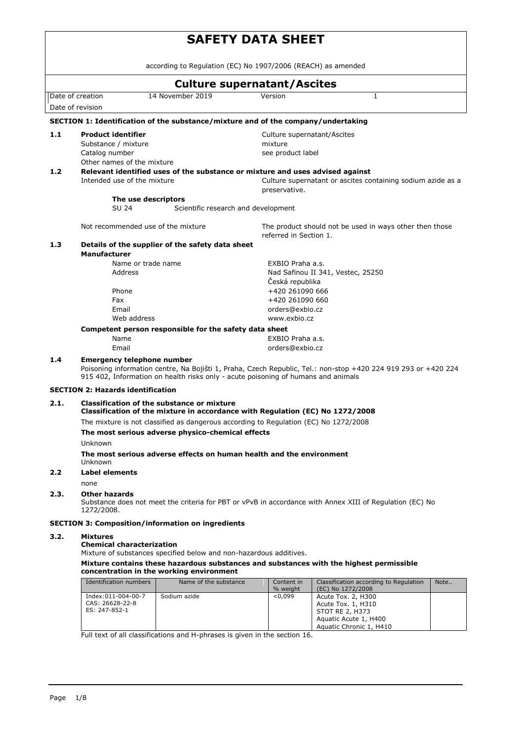# SAFETY DATA SHEET

according to Regulation (EC) No 1907/2006 (REACH) as amended

## Culture supernatant/Ascites

| Date of creation | 14 November 2019 | Version | 1 |
|---|---|---|---|
| Date of revision | | | |

### SECTION 1: Identification of the substance/mixture and of the company/undertaking

**1.1 Product identifier**

| | |
|---|---|
| Product identifier | Culture supernatant/Ascites |
| Substance / mixture | mixture |
| Catalog number | see product label |
| Other names of the mixture | |

**1.2 Relevant identified uses of the substance or mixture and uses advised against**

Intended use of the mixture: Culture supernatant or ascites containing sodium azide as a preservative.

**The use descriptors**

SU 24 — Scientific research and development

Not recommended use of the mixture: The product should not be used in ways other then those referred in Section 1.

**1.3 Details of the supplier of the safety data sheet**

**Manufacturer**

| | |
|---|---|
| Name or trade name | EXBIO Praha a.s. |
| Address | Nad Safinou II 341, Vestec, 25250 Česká republika |
| Phone | +420 261090 666 |
| Fax | +420 261090 660 |
| Email | orders@exbio.cz |
| Web address | www.exbio.cz |

**Competent person responsible for the safety data sheet**

| | |
|---|---|
| Name | EXBIO Praha a.s. |
| Email | orders@exbio.cz |

**1.4 Emergency telephone number**

Poisoning information centre, Na Bojišti 1, Praha, Czech Republic, Tel.: non-stop +420 224 919 293 or +420 224 915 402, Information on health risks only - acute poisoning of humans and animals

### SECTION 2: Hazards identification

**2.1. Classification of the substance or mixture**

**Classification of the mixture in accordance with Regulation (EC) No 1272/2008**

The mixture is not classified as dangerous according to Regulation (EC) No 1272/2008

**The most serious adverse physico-chemical effects**

Unknown

**The most serious adverse effects on human health and the environment**

Unknown

**2.2 Label elements**

none

**2.3. Other hazards**

Substance does not meet the criteria for PBT or vPvB in accordance with Annex XIII of Regulation (EC) No 1272/2008.

### SECTION 3: Composition/information on ingredients

**3.2. Mixtures**

**Chemical characterization**

Mixture of substances specified below and non-hazardous additives.

**Mixture contains these hazardous substances and substances with the highest permissible concentration in the working environment**

| Identification numbers | Name of the substance | Content in % weight | Classification according to Regulation (EC) No 1272/2008 | Note.. |
|---|---|---|---|---|
| Index:011-004-00-7<br>CAS: 26628-22-8<br>ES: 247-852-1 | Sodium azide | <0,099 | Acute Tox. 2, H300<br>Acute Tox. 1, H310<br>STOT RE 2, H373<br>Aquatic Acute 1, H400<br>Aquatic Chronic 1, H410 | |

Full text of all classifications and H-phrases is given in the section 16.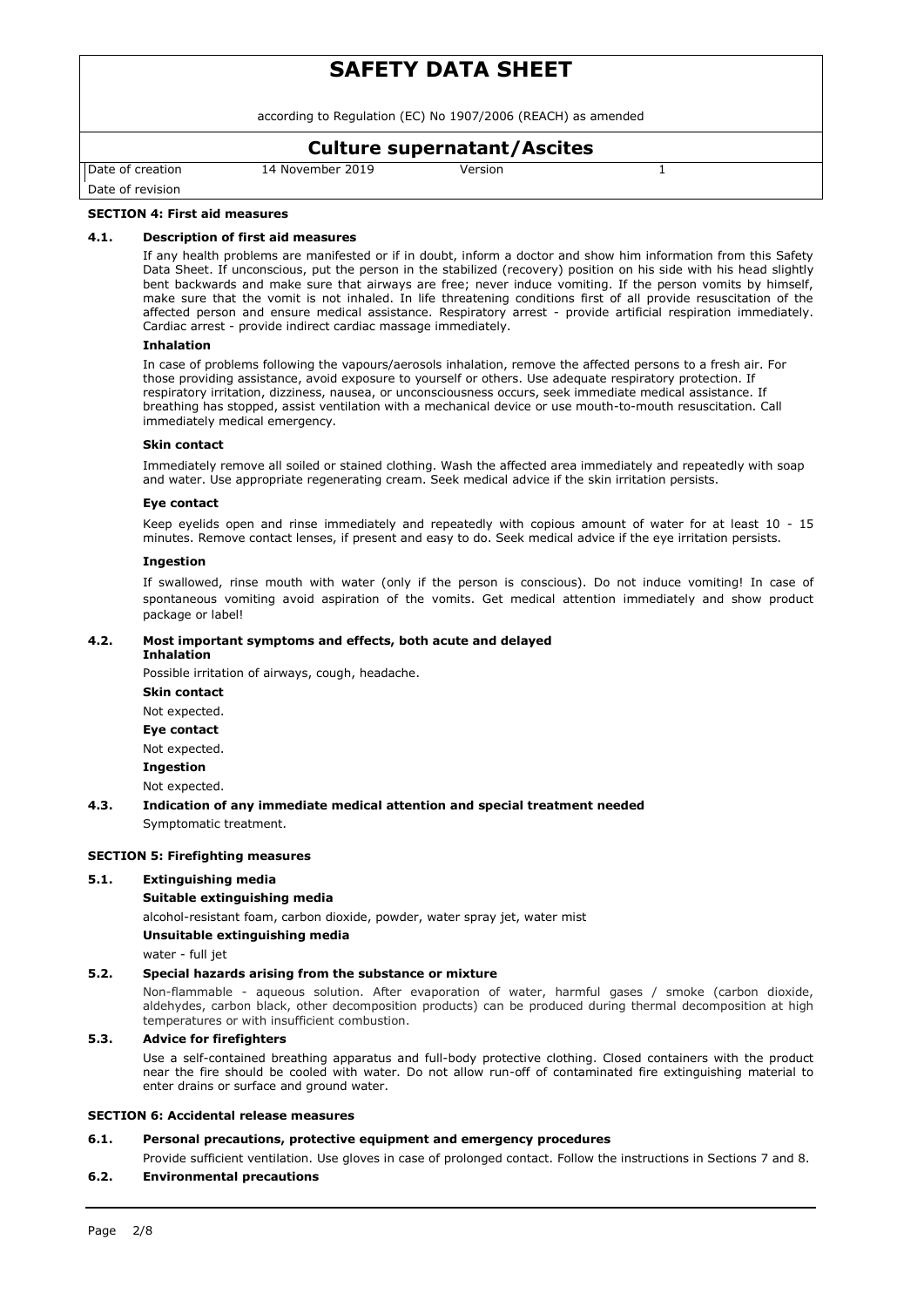## SECTION 4: First aid measures

### 4.1. Description of first aid measures

If any health problems are manifested or if in doubt, inform a doctor and show him information from this Safety Data Sheet. If unconscious, put the person in the stabilized (recovery) position on his side with his head slightly bent backwards and make sure that airways are free; never induce vomiting. If the person vomits by himself, make sure that the vomit is not inhaled. In life threatening conditions first of all provide resuscitation of the affected person and ensure medical assistance. Respiratory arrest - provide artificial respiration immediately. Cardiac arrest - provide indirect cardiac massage immediately.

**Inhalation**

In case of problems following the vapours/aerosols inhalation, remove the affected persons to a fresh air. For those providing assistance, avoid exposure to yourself or others. Use adequate respiratory protection. If respiratory irritation, dizziness, nausea, or unconsciousness occurs, seek immediate medical assistance. If breathing has stopped, assist ventilation with a mechanical device or use mouth-to-mouth resuscitation. Call immediately medical emergency.

**Skin contact**

Immediately remove all soiled or stained clothing. Wash the affected area immediately and repeatedly with soap and water. Use appropriate regenerating cream. Seek medical advice if the skin irritation persists.

**Eye contact**

Keep eyelids open and rinse immediately and repeatedly with copious amount of water for at least 10 - 15 minutes. Remove contact lenses, if present and easy to do. Seek medical advice if the eye irritation persists.

**Ingestion**

If swallowed, rinse mouth with water (only if the person is conscious). Do not induce vomiting! In case of spontaneous vomiting avoid aspiration of the vomits. Get medical attention immediately and show product package or label!

### 4.2. Most important symptoms and effects, both acute and delayed

**Inhalation**

Possible irritation of airways, cough, headache.

**Skin contact**

Not expected.

**Eye contact**

Not expected.

**Ingestion**

Not expected.

### 4.3. Indication of any immediate medical attention and special treatment needed

Symptomatic treatment.

## SECTION 5: Firefighting measures

### 5.1. Extinguishing media

**Suitable extinguishing media**

alcohol-resistant foam, carbon dioxide, powder, water spray jet, water mist

**Unsuitable extinguishing media**

water - full jet

### 5.2. Special hazards arising from the substance or mixture

Non-flammable - aqueous solution. After evaporation of water, harmful gases / smoke (carbon dioxide, aldehydes, carbon black, other decomposition products) can be produced during thermal decomposition at high temperatures or with insufficient combustion.

### 5.3. Advice for firefighters

Use a self-contained breathing apparatus and full-body protective clothing. Closed containers with the product near the fire should be cooled with water. Do not allow run-off of contaminated fire extinguishing material to enter drains or surface and ground water.

## SECTION 6: Accidental release measures

### 6.1. Personal precautions, protective equipment and emergency procedures

Provide sufficient ventilation. Use gloves in case of prolonged contact. Follow the instructions in Sections 7 and 8.

### 6.2. Environmental precautions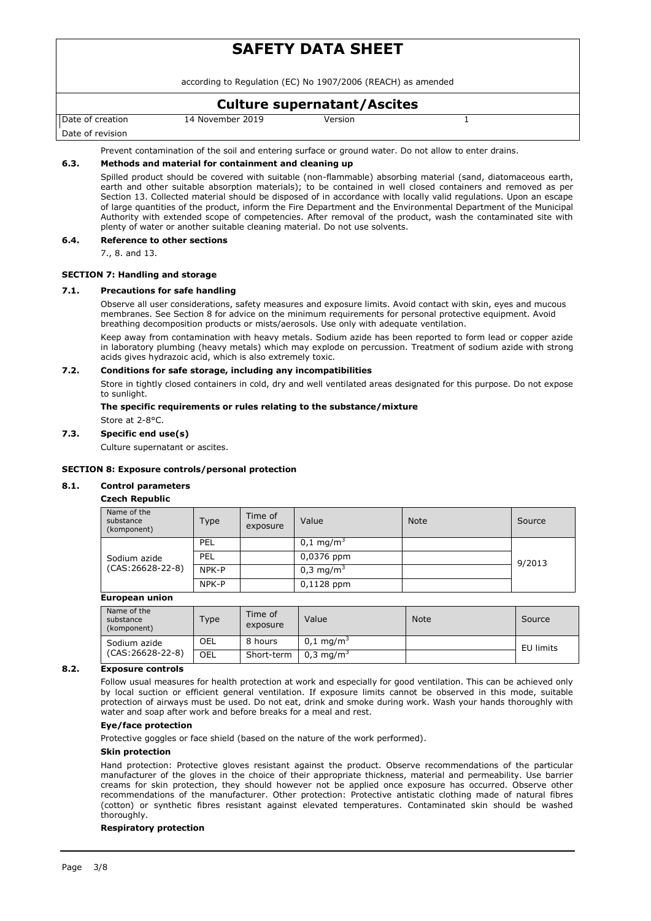Prevent contamination of the soil and entering surface or ground water. Do not allow to enter drains.

### 6.3. Methods and material for containment and cleaning up

Spilled product should be covered with suitable (non-flammable) absorbing material (sand, diatomaceous earth, earth and other suitable absorption materials); to be contained in well closed containers and removed as per Section 13. Collected material should be disposed of in accordance with locally valid regulations. Upon an escape of large quantities of the product, inform the Fire Department and the Environmental Department of the Municipal Authority with extended scope of competencies. After removal of the product, wash the contaminated site with plenty of water or another suitable cleaning material. Do not use solvents.

### 6.4. Reference to other sections

7., 8. and 13.

## SECTION 7: Handling and storage

### 7.1. Precautions for safe handling

Observe all user considerations, safety measures and exposure limits. Avoid contact with skin, eyes and mucous membranes. See Section 8 for advice on the minimum requirements for personal protective equipment. Avoid breathing decomposition products or mists/aerosols. Use only with adequate ventilation.

Keep away from contamination with heavy metals. Sodium azide has been reported to form lead or copper azide in laboratory plumbing (heavy metals) which may explode on percussion. Treatment of sodium azide with strong acids gives hydrazoic acid, which is also extremely toxic.

### 7.2. Conditions for safe storage, including any incompatibilities

Store in tightly closed containers in cold, dry and well ventilated areas designated for this purpose. Do not expose to sunlight.

**The specific requirements or rules relating to the substance/mixture**

Store at 2-8°C.

### 7.3. Specific end use(s)

Culture supernatant or ascites.

## SECTION 8: Exposure controls/personal protection

### 8.1. Control parameters

**Czech Republic**

| Name of the substance (komponent) | Type | Time of exposure | Value | Note | Source |
|---|---|---|---|---|---|
| Sodium azide (CAS:26628-22-8) | PEL | | 0,1 mg/m$^3$ | | 9/2013 |
| | PEL | | 0,0376 ppm | | |
| | NPK-P | | 0,3 mg/m$^3$ | | |
| | NPK-P | | 0,1128 ppm | | |

**European union**

| Name of the substance (komponent) | Type | Time of exposure | Value | Note | Source |
|---|---|---|---|---|---|
| Sodium azide (CAS:26628-22-8) | OEL | 8 hours | 0,1 mg/m$^3$ | | EU limits |
| | OEL | Short-term | 0,3 mg/m$^3$ | | |

### 8.2. Exposure controls

Follow usual measures for health protection at work and especially for good ventilation. This can be achieved only by local suction or efficient general ventilation. If exposure limits cannot be observed in this mode, suitable protection of airways must be used. Do not eat, drink and smoke during work. Wash your hands thoroughly with water and soap after work and before breaks for a meal and rest.

**Eye/face protection**

Protective goggles or face shield (based on the nature of the work performed).

**Skin protection**

Hand protection: Protective gloves resistant against the product. Observe recommendations of the particular manufacturer of the gloves in the choice of their appropriate thickness, material and permeability. Use barrier creams for skin protection, they should however not be applied once exposure has occurred. Observe other recommendations of the manufacturer. Other protection: Protective antistatic clothing made of natural fibres (cotton) or synthetic fibres resistant against elevated temperatures. Contaminated skin should be washed thoroughly.

**Respiratory protection**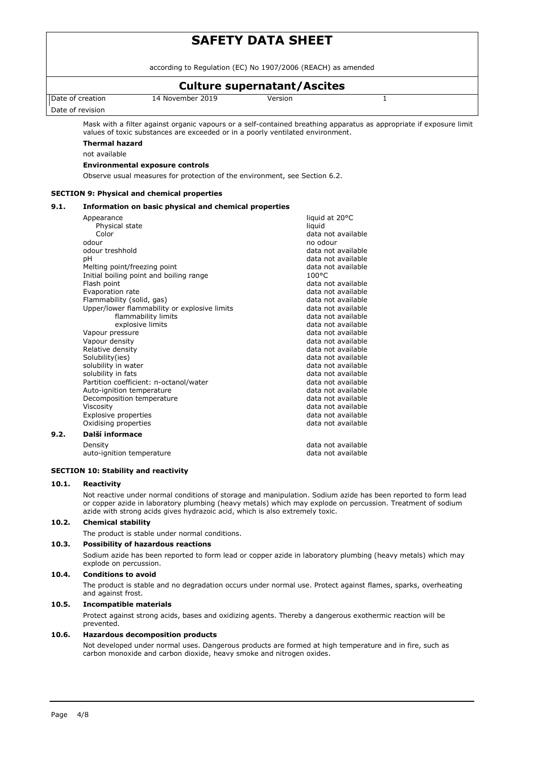Mask with a filter against organic vapours or a self-contained breathing apparatus as appropriate if exposure limit values of toxic substances are exceeded or in a poorly ventilated environment.

**Thermal hazard**

not available

**Environmental exposure controls**

Observe usual measures for protection of the environment, see Section 6.2.

## SECTION 9: Physical and chemical properties

### 9.1. Information on basic physical and chemical properties

| | |
|---|---|
| Appearance | liquid at 20°C |
| Physical state | liquid |
| Color | data not available |
| odour | no odour |
| odour treshhold | data not available |
| pH | data not available |
| Melting point/freezing point | data not available |
| Initial boiling point and boiling range | 100°C |
| Flash point | data not available |
| Evaporation rate | data not available |
| Flammability (solid, gas) | data not available |
| Upper/lower flammability or explosive limits | data not available |
| flammability limits | data not available |
| explosive limits | data not available |
| Vapour pressure | data not available |
| Vapour density | data not available |
| Relative density | data not available |
| Solubility(ies) | data not available |
| solubility in water | data not available |
| solubility in fats | data not available |
| Partition coefficient: n-octanol/water | data not available |
| Auto-ignition temperature | data not available |
| Decomposition temperature | data not available |
| Viscosity | data not available |
| Explosive properties | data not available |
| Oxidising properties | data not available |

### 9.2. Další informace

| | |
|---|---|
| Density | data not available |
| auto-ignition temperature | data not available |

## SECTION 10: Stability and reactivity

### 10.1. Reactivity

Not reactive under normal conditions of storage and manipulation. Sodium azide has been reported to form lead or copper azide in laboratory plumbing (heavy metals) which may explode on percussion. Treatment of sodium azide with strong acids gives hydrazoic acid, which is also extremely toxic.

### 10.2. Chemical stability

The product is stable under normal conditions.

### 10.3. Possibility of hazardous reactions

Sodium azide has been reported to form lead or copper azide in laboratory plumbing (heavy metals) which may explode on percussion.

### 10.4. Conditions to avoid

The product is stable and no degradation occurs under normal use. Protect against flames, sparks, overheating and against frost.

### 10.5. Incompatible materials

Protect against strong acids, bases and oxidizing agents. Thereby a dangerous exothermic reaction will be prevented.

### 10.6. Hazardous decomposition products

Not developed under normal uses. Dangerous products are formed at high temperature and in fire, such as carbon monoxide and carbon dioxide, heavy smoke and nitrogen oxides.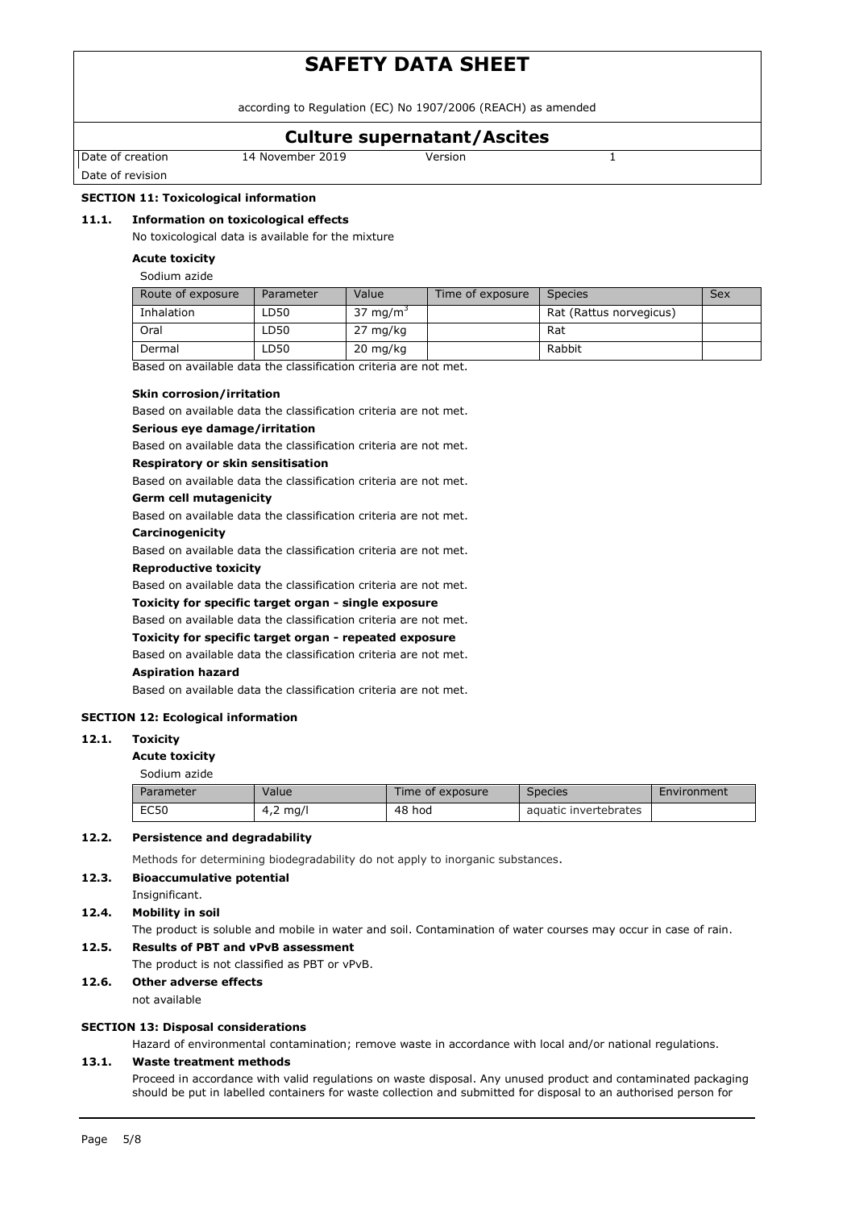## SECTION 11: Toxicological information

### 11.1. Information on toxicological effects

No toxicological data is available for the mixture

**Acute toxicity**

Sodium azide

| Route of exposure | Parameter | Value | Time of exposure | Species | Sex |
|---|---|---|---|---|---|
| Inhalation | LD50 | 37 $mg/m^3$ | | Rat (Rattus norvegicus) | |
| Oral | LD50 | 27 mg/kg | | Rat | |
| Dermal | LD50 | 20 mg/kg | | Rabbit | |

Based on available data the classification criteria are not met.

**Skin corrosion/irritation**

Based on available data the classification criteria are not met.

**Serious eye damage/irritation**

Based on available data the classification criteria are not met.

**Respiratory or skin sensitisation**

Based on available data the classification criteria are not met.

**Germ cell mutagenicity**

Based on available data the classification criteria are not met.

**Carcinogenicity**

Based on available data the classification criteria are not met.

**Reproductive toxicity**

Based on available data the classification criteria are not met.

**Toxicity for specific target organ - single exposure**

Based on available data the classification criteria are not met.

**Toxicity for specific target organ - repeated exposure**

Based on available data the classification criteria are not met.

**Aspiration hazard**

Based on available data the classification criteria are not met.

## SECTION 12: Ecological information

### 12.1. Toxicity

**Acute toxicity**

Sodium azide

| Parameter | Value | Time of exposure | Species | Environment |
|---|---|---|---|---|
| EC50 | 4,2 mg/l | 48 hod | aquatic invertebrates | |

### 12.2. Persistence and degradability

Methods for determining biodegradability do not apply to inorganic substances.

### 12.3. Bioaccumulative potential

Insignificant.

### 12.4. Mobility in soil

The product is soluble and mobile in water and soil. Contamination of water courses may occur in case of rain.

### 12.5. Results of PBT and vPvB assessment

The product is not classified as PBT or vPvB.

### 12.6. Other adverse effects

not available

## SECTION 13: Disposal considerations

Hazard of environmental contamination; remove waste in accordance with local and/or national regulations.

### 13.1. Waste treatment methods

Proceed in accordance with valid regulations on waste disposal. Any unused product and contaminated packaging should be put in labelled containers for waste collection and submitted for disposal to an authorised person for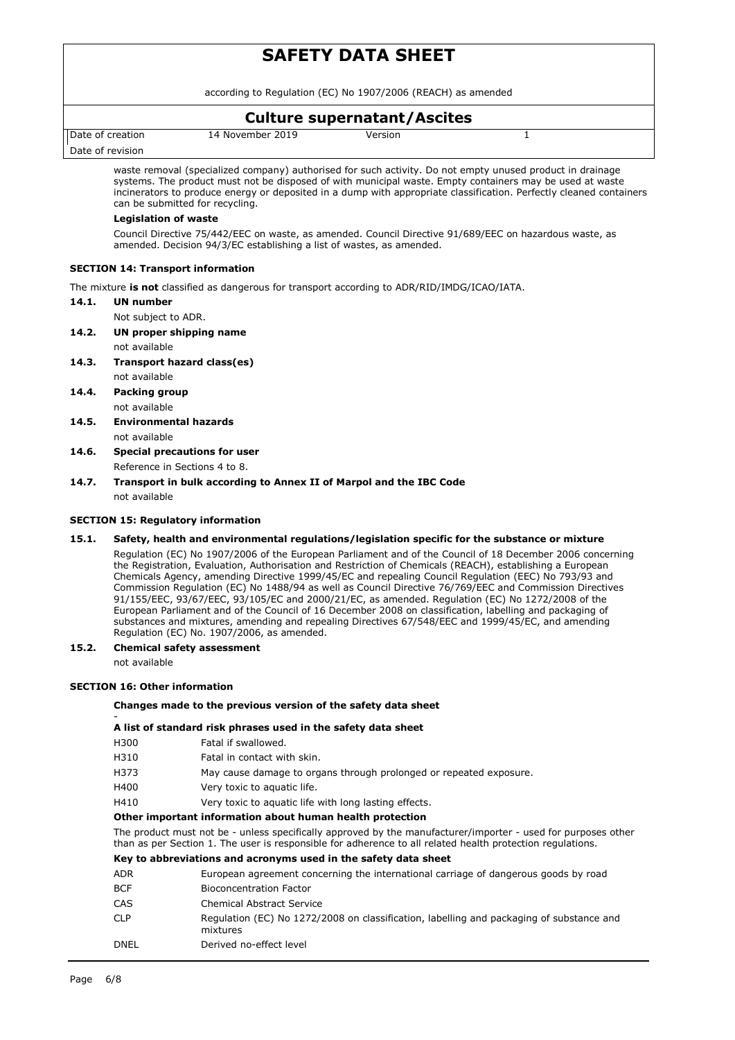waste removal (specialized company) authorised for such activity. Do not empty unused product in drainage systems. The product must not be disposed of with municipal waste. Empty containers may be used at waste incinerators to produce energy or deposited in a dump with appropriate classification. Perfectly cleaned containers can be submitted for recycling.

**Legislation of waste**

Council Directive 75/442/EEC on waste, as amended. Council Directive 91/689/EEC on hazardous waste, as amended. Decision 94/3/EC establishing a list of wastes, as amended.

## SECTION 14: Transport information

The mixture **is not** classified as dangerous for transport according to ADR/RID/IMDG/ICAO/IATA.

**14.1. UN number**

Not subject to ADR.

**14.2. UN proper shipping name**

not available

**14.3. Transport hazard class(es)**

not available

**14.4. Packing group**

not available

**14.5. Environmental hazards**

not available

**14.6. Special precautions for user**

Reference in Sections 4 to 8.

**14.7. Transport in bulk according to Annex II of Marpol and the IBC Code**

not available

## SECTION 15: Regulatory information

**15.1. Safety, health and environmental regulations/legislation specific for the substance or mixture**

Regulation (EC) No 1907/2006 of the European Parliament and of the Council of 18 December 2006 concerning the Registration, Evaluation, Authorisation and Restriction of Chemicals (REACH), establishing a European Chemicals Agency, amending Directive 1999/45/EC and repealing Council Regulation (EEC) No 793/93 and Commission Regulation (EC) No 1488/94 as well as Council Directive 76/769/EEC and Commission Directives 91/155/EEC, 93/67/EEC, 93/105/EC and 2000/21/EC, as amended. Regulation (EC) No 1272/2008 of the European Parliament and of the Council of 16 December 2008 on classification, labelling and packaging of substances and mixtures, amending and repealing Directives 67/548/EEC and 1999/45/EC, and amending Regulation (EC) No. 1907/2006, as amended.

**15.2. Chemical safety assessment**

not available

## SECTION 16: Other information

**Changes made to the previous version of the safety data sheet**

-

**A list of standard risk phrases used in the safety data sheet**

| | |
|---|---|
| H300 | Fatal if swallowed. |
| H310 | Fatal in contact with skin. |
| H373 | May cause damage to organs through prolonged or repeated exposure. |
| H400 | Very toxic to aquatic life. |
| H410 | Very toxic to aquatic life with long lasting effects. |

**Other important information about human health protection**

The product must not be - unless specifically approved by the manufacturer/importer - used for purposes other than as per Section 1. The user is responsible for adherence to all related health protection regulations.

**Key to abbreviations and acronyms used in the safety data sheet**

| | |
|---|---|
| ADR | European agreement concerning the international carriage of dangerous goods by road |
| BCF | Bioconcentration Factor |
| CAS | Chemical Abstract Service |
| CLP | Regulation (EC) No 1272/2008 on classification, labelling and packaging of substance and mixtures |
| DNEL | Derived no-effect level |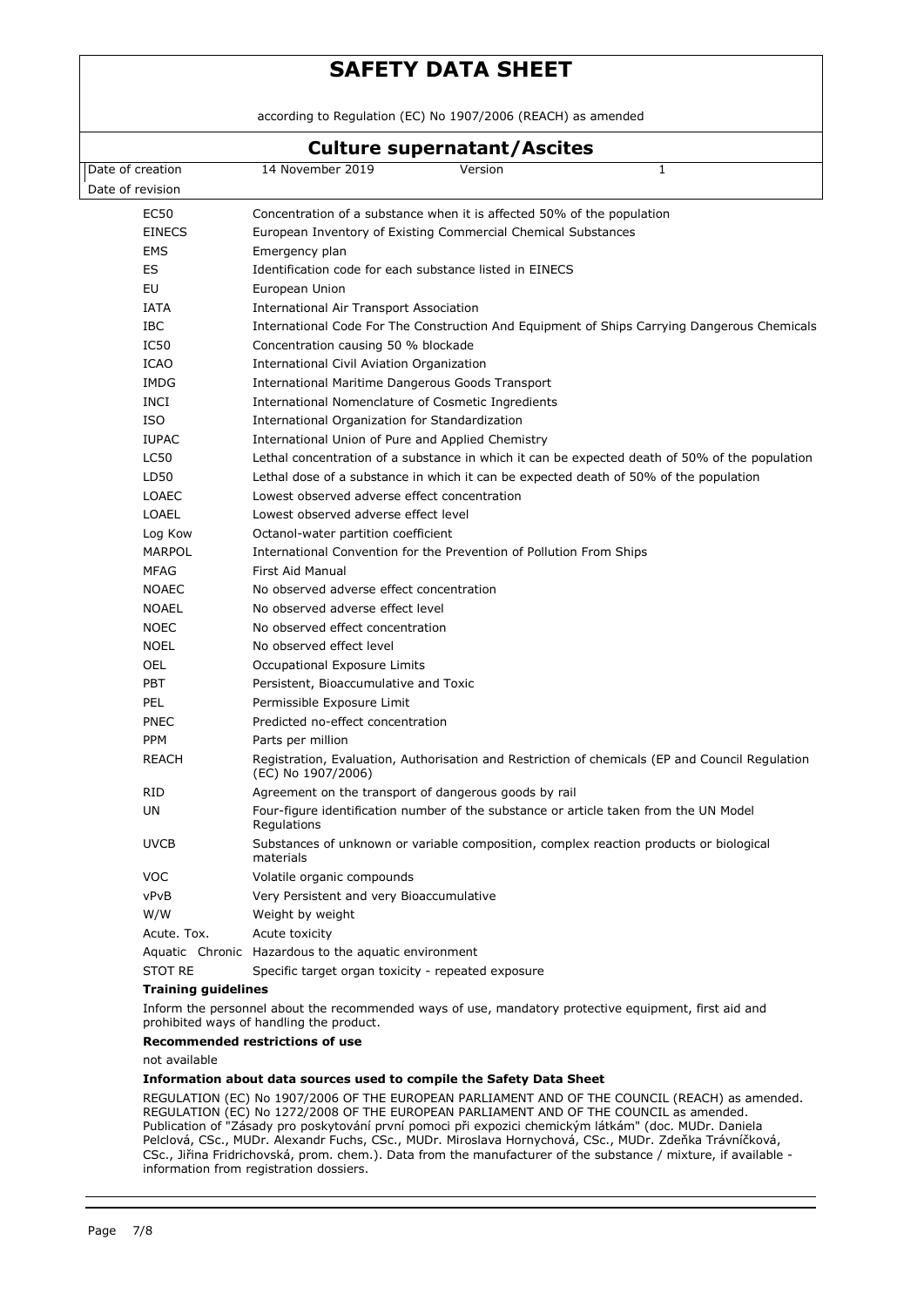# SAFETY DATA SHEET

according to Regulation (EC) No 1907/2006 (REACH) as amended

## Culture supernatant/Ascites

| Date of creation | 14 November 2019 | Version | 1 |
|---|---|---|---|
| Date of revision | | | |

| | |
|---|---|
| EC50 | Concentration of a substance when it is affected 50% of the population |
| EINECS | European Inventory of Existing Commercial Chemical Substances |
| EMS | Emergency plan |
| ES | Identification code for each substance listed in EINECS |
| EU | European Union |
| IATA | International Air Transport Association |
| IBC | International Code For The Construction And Equipment of Ships Carrying Dangerous Chemicals |
| IC50 | Concentration causing 50 % blockade |
| ICAO | International Civil Aviation Organization |
| IMDG | International Maritime Dangerous Goods Transport |
| INCI | International Nomenclature of Cosmetic Ingredients |
| ISO | International Organization for Standardization |
| IUPAC | International Union of Pure and Applied Chemistry |
| LC50 | Lethal concentration of a substance in which it can be expected death of 50% of the population |
| LD50 | Lethal dose of a substance in which it can be expected death of 50% of the population |
| LOAEC | Lowest observed adverse effect concentration |
| LOAEL | Lowest observed adverse effect level |
| Log Kow | Octanol-water partition coefficient |
| MARPOL | International Convention for the Prevention of Pollution From Ships |
| MFAG | First Aid Manual |
| NOAEC | No observed adverse effect concentration |
| NOAEL | No observed adverse effect level |
| NOEC | No observed effect concentration |
| NOEL | No observed effect level |
| OEL | Occupational Exposure Limits |
| PBT | Persistent, Bioaccumulative and Toxic |
| PEL | Permissible Exposure Limit |
| PNEC | Predicted no-effect concentration |
| PPM | Parts per million |
| REACH | Registration, Evaluation, Authorisation and Restriction of chemicals (EP and Council Regulation (EC) No 1907/2006) |
| RID | Agreement on the transport of dangerous goods by rail |
| UN | Four-figure identification number of the substance or article taken from the UN Model Regulations |
| UVCB | Substances of unknown or variable composition, complex reaction products or biological materials |
| VOC | Volatile organic compounds |
| vPvB | Very Persistent and very Bioaccumulative |
| W/W | Weight by weight |
| Acute. Tox. | Acute toxicity |
| Aquatic Chronic | Hazardous to the aquatic environment |
| STOT RE | Specific target organ toxicity - repeated exposure |

**Training guidelines**

Inform the personnel about the recommended ways of use, mandatory protective equipment, first aid and prohibited ways of handling the product.

**Recommended restrictions of use**

not available

**Information about data sources used to compile the Safety Data Sheet**

REGULATION (EC) No 1907/2006 OF THE EUROPEAN PARLIAMENT AND OF THE COUNCIL (REACH) as amended. REGULATION (EC) No 1272/2008 OF THE EUROPEAN PARLIAMENT AND OF THE COUNCIL as amended. Publication of "Zásady pro poskytování první pomoci při expozici chemickým látkám" (doc. MUDr. Daniela Pelclová, CSc., MUDr. Alexandr Fuchs, CSc., MUDr. Miroslava Hornychová, CSc., MUDr. Zdeňka Trávníčková, CSc., Jiřina Fridrichovská, prom. chem.). Data from the manufacturer of the substance / mixture, if available - information from registration dossiers.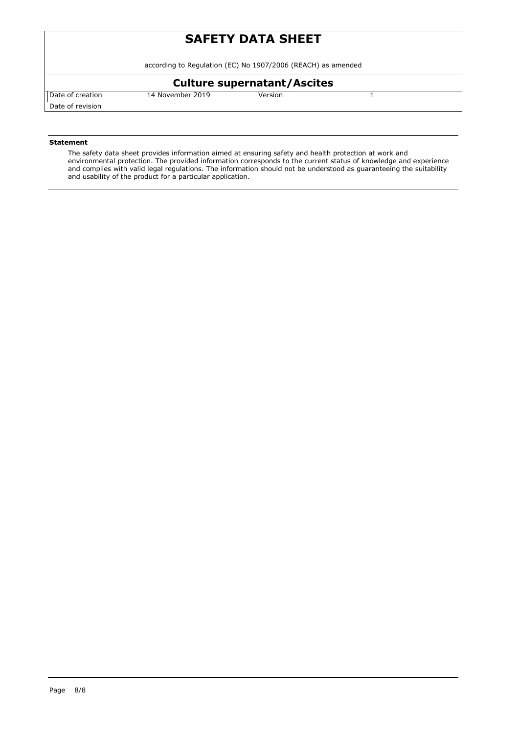**Statement**

The safety data sheet provides information aimed at ensuring safety and health protection at work and environmental protection. The provided information corresponds to the current status of knowledge and experience and complies with valid legal regulations. The information should not be understood as guaranteeing the suitability and usability of the product for a particular application.